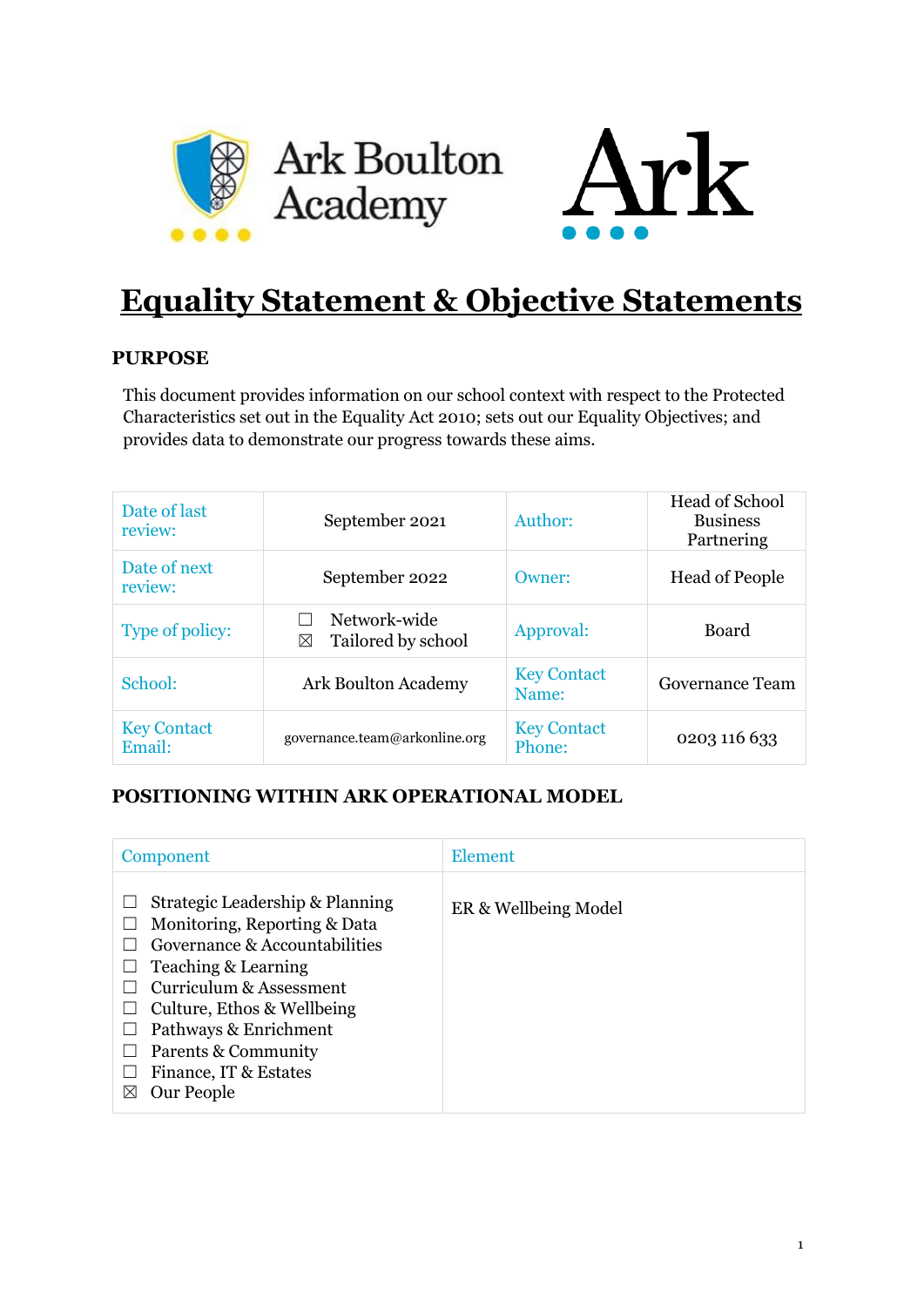Ark Boulton Academy

Ark

# Equality Statement & Objective Statements

## PURPOSE

This document provides information on our school context with respect to the Protected Characteristics set out in the Equality Act 2010; sets out our Equality Objectives; and provides data to demonstrate our progress towards these aims.

| Date of last review: | September 2021 | Author: | Head of School Business Partnering |
|---|---|---|---|
| Date of next review: | September 2022 | Owner: | Head of People |
| Type of policy: | ☐ Network-wide<br>☒ Tailored by school | Approval: | Board |
| School: | Ark Boulton Academy | Key Contact Name: | Governance Team |
| Key Contact Email: | governance.team@arkonline.org | Key Contact Phone: | 0203 116 633 |

## POSITIONING WITHIN ARK OPERATIONAL MODEL

| Component | Element |
|---|---|
| ☐ Strategic Leadership & Planning<br>☐ Monitoring, Reporting & Data<br>☐ Governance & Accountabilities<br>☐ Teaching & Learning<br>☐ Curriculum & Assessment<br>☐ Culture, Ethos & Wellbeing<br>☐ Pathways & Enrichment<br>☐ Parents & Community<br>☐ Finance, IT & Estates<br>☒ Our People | ER & Wellbeing Model |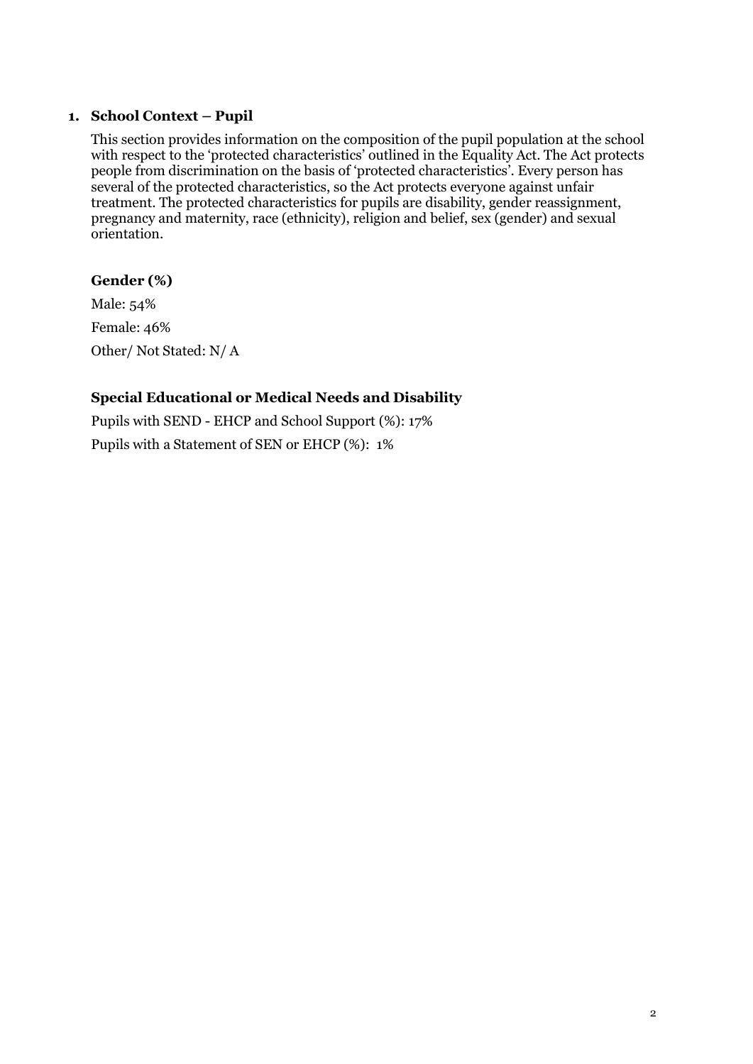## 1. School Context – Pupil

This section provides information on the composition of the pupil population at the school with respect to the 'protected characteristics' outlined in the Equality Act. The Act protects people from discrimination on the basis of 'protected characteristics'. Every person has several of the protected characteristics, so the Act protects everyone against unfair treatment. The protected characteristics for pupils are disability, gender reassignment, pregnancy and maternity, race (ethnicity), religion and belief, sex (gender) and sexual orientation.

### Gender (%)

Male: 54%

Female: 46%

Other/ Not Stated: N/ A

### Special Educational or Medical Needs and Disability

Pupils with SEND - EHCP and School Support (%): 17%

Pupils with a Statement of SEN or EHCP (%): 1%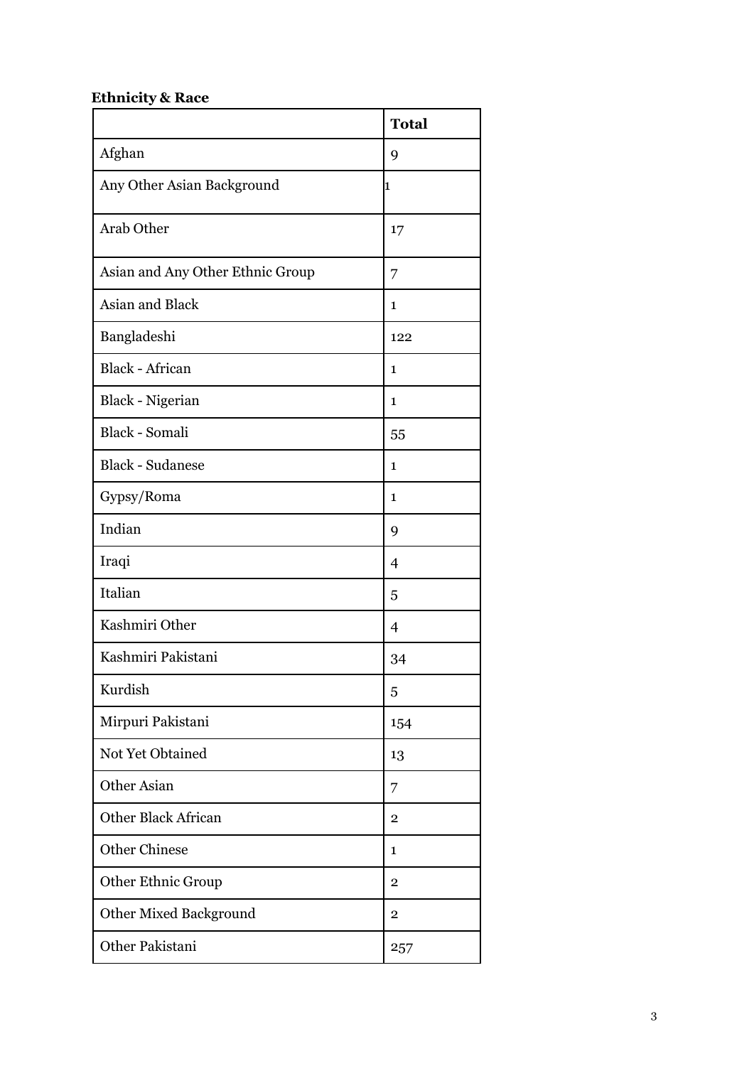**Ethnicity & Race**

| | Total |
|---|---|
| Afghan | 9 |
| Any Other Asian Background | 1 |
| Arab Other | 17 |
| Asian and Any Other Ethnic Group | 7 |
| Asian and Black | 1 |
| Bangladeshi | 122 |
| Black - African | 1 |
| Black - Nigerian | 1 |
| Black - Somali | 55 |
| Black - Sudanese | 1 |
| Gypsy/Roma | 1 |
| Indian | 9 |
| Iraqi | 4 |
| Italian | 5 |
| Kashmiri Other | 4 |
| Kashmiri Pakistani | 34 |
| Kurdish | 5 |
| Mirpuri Pakistani | 154 |
| Not Yet Obtained | 13 |
| Other Asian | 7 |
| Other Black African | 2 |
| Other Chinese | 1 |
| Other Ethnic Group | 2 |
| Other Mixed Background | 2 |
| Other Pakistani | 257 |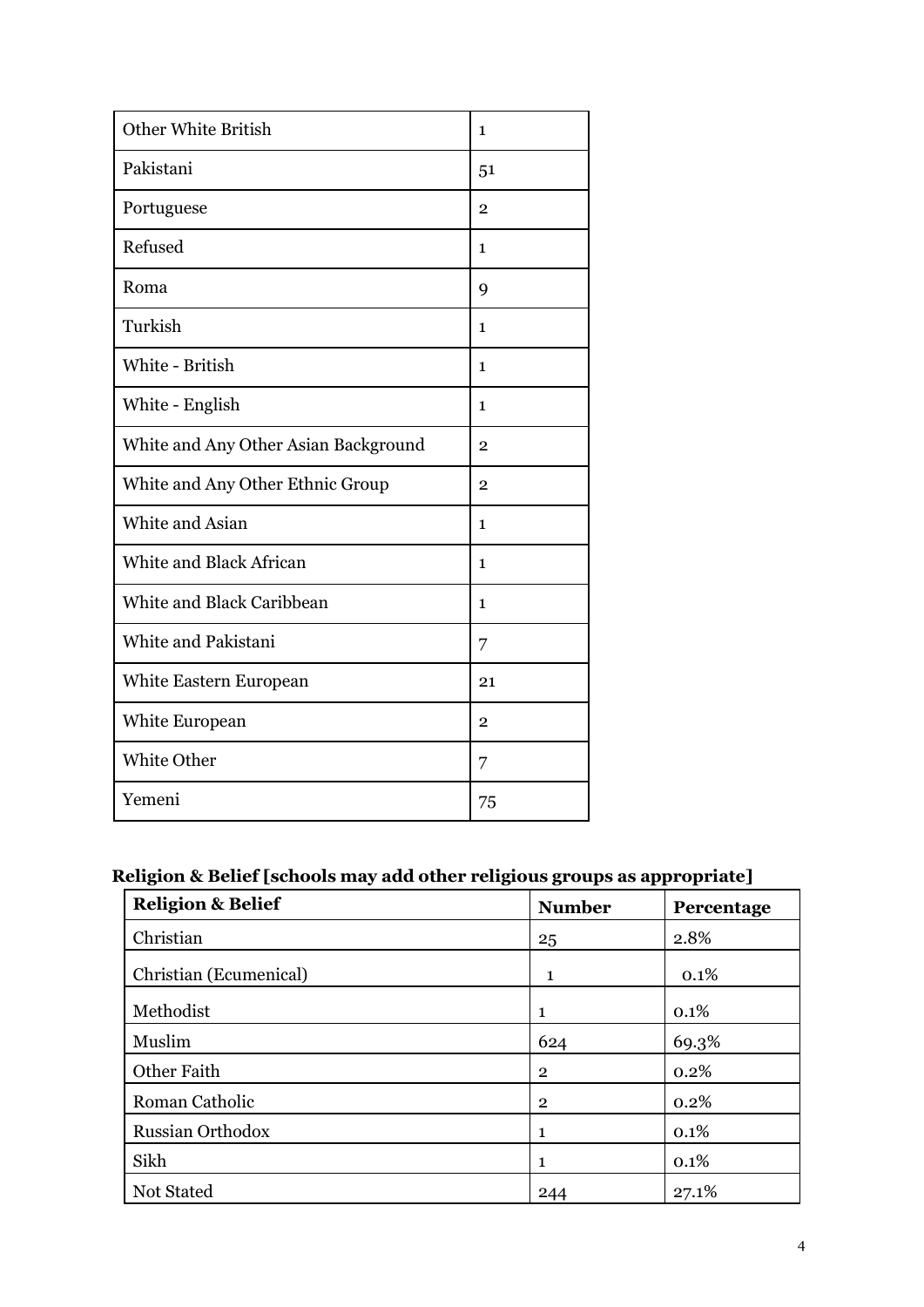| | |
|---|---|
| Other White British | 1 |
| Pakistani | 51 |
| Portuguese | 2 |
| Refused | 1 |
| Roma | 9 |
| Turkish | 1 |
| White - British | 1 |
| White - English | 1 |
| White and Any Other Asian Background | 2 |
| White and Any Other Ethnic Group | 2 |
| White and Asian | 1 |
| White and Black African | 1 |
| White and Black Caribbean | 1 |
| White and Pakistani | 7 |
| White Eastern European | 21 |
| White European | 2 |
| White Other | 7 |
| Yemeni | 75 |

**Religion & Belief [schools may add other religious groups as appropriate]**

| Religion & Belief | Number | Percentage |
|---|---|---|
| Christian | 25 | 2.8% |
| Christian (Ecumenical) | 1 | 0.1% |
| Methodist | 1 | 0.1% |
| Muslim | 624 | 69.3% |
| Other Faith | 2 | 0.2% |
| Roman Catholic | 2 | 0.2% |
| Russian Orthodox | 1 | 0.1% |
| Sikh | 1 | 0.1% |
| Not Stated | 244 | 27.1% |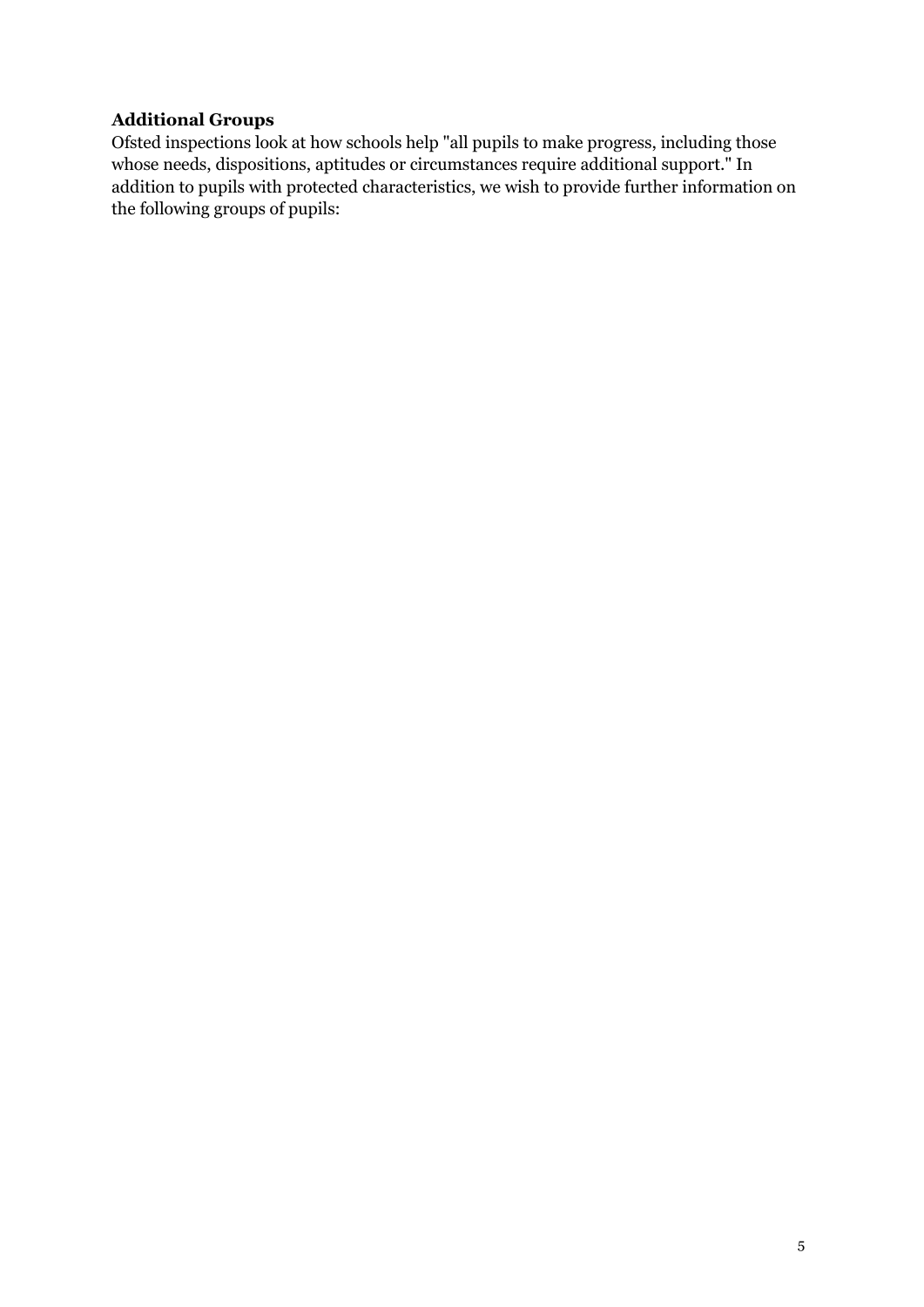**Additional Groups**

Ofsted inspections look at how schools help "all pupils to make progress, including those whose needs, dispositions, aptitudes or circumstances require additional support." In addition to pupils with protected characteristics, we wish to provide further information on the following groups of pupils: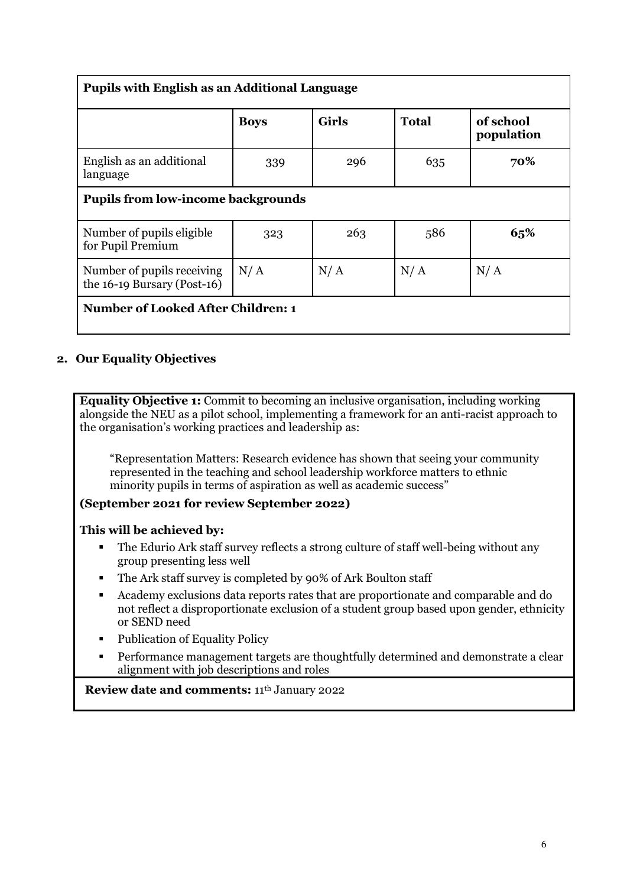| Pupils with English as an Additional Language | | | | |
|---|---|---|---|---|
| | **Boys** | **Girls** | **Total** | **of school population** |
| English as an additional language | 339 | 296 | 635 | **70%** |
| **Pupils from low-income backgrounds** | | | | |
| Number of pupils eligible for Pupil Premium | 323 | 263 | 586 | **65%** |
| Number of pupils receiving the 16-19 Bursary (Post-16) | N/ A | N/ A | N/ A | N/ A |
| **Number of Looked After Children: 1** | | | | |

## 2. Our Equality Objectives

**Equality Objective 1:** Commit to becoming an inclusive organisation, including working alongside the NEU as a pilot school, implementing a framework for an anti-racist approach to the organisation's working practices and leadership as:

> "Representation Matters: Research evidence has shown that seeing your community represented in the teaching and school leadership workforce matters to ethnic minority pupils in terms of aspiration as well as academic success"

**(September 2021 for review September 2022)**

**This will be achieved by:**

- The Edurio Ark staff survey reflects a strong culture of staff well-being without any group presenting less well
- The Ark staff survey is completed by 90% of Ark Boulton staff
- Academy exclusions data reports rates that are proportionate and comparable and do not reflect a disproportionate exclusion of a student group based upon gender, ethnicity or SEND need
- Publication of Equality Policy
- Performance management targets are thoughtfully determined and demonstrate a clear alignment with job descriptions and roles

**Review date and comments:** 11th January 2022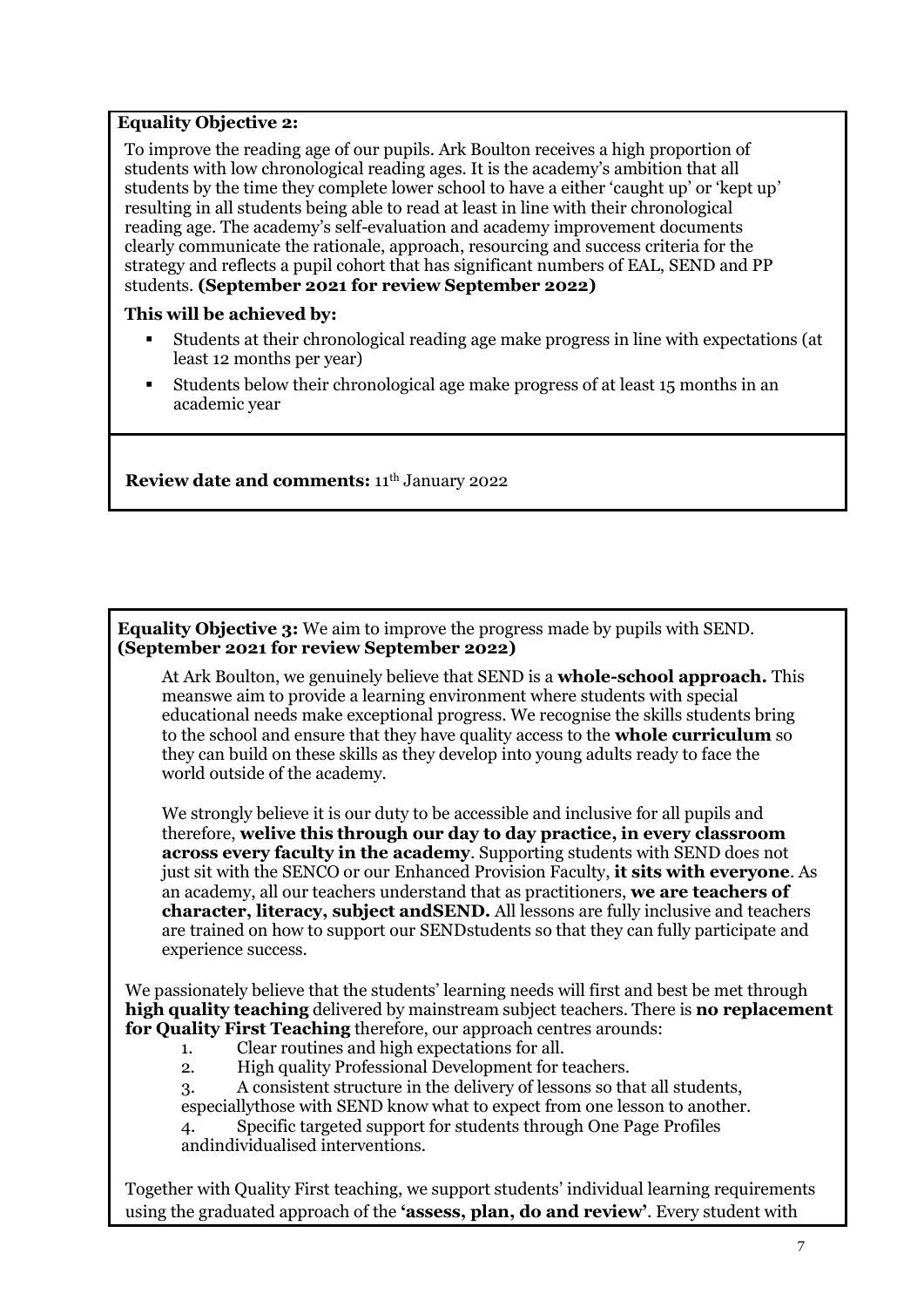**Equality Objective 2:**

To improve the reading age of our pupils. Ark Boulton receives a high proportion of students with low chronological reading ages. It is the academy's ambition that all students by the time they complete lower school to have a either 'caught up' or 'kept up' resulting in all students being able to read at least in line with their chronological reading age. The academy's self-evaluation and academy improvement documents clearly communicate the rationale, approach, resourcing and success criteria for the strategy and reflects a pupil cohort that has significant numbers of EAL, SEND and PP students. **(September 2021 for review September 2022)**

**This will be achieved by:**

- Students at their chronological reading age make progress in line with expectations (at least 12 months per year)
- Students below their chronological age make progress of at least 15 months in an academic year

**Review date and comments:** 11th January 2022

**Equality Objective 3:** We aim to improve the progress made by pupils with SEND. **(September 2021 for review September 2022)**

At Ark Boulton, we genuinely believe that SEND is a **whole-school approach.** This meanswe aim to provide a learning environment where students with special educational needs make exceptional progress. We recognise the skills students bring to the school and ensure that they have quality access to the **whole curriculum** so they can build on these skills as they develop into young adults ready to face the world outside of the academy.

We strongly believe it is our duty to be accessible and inclusive for all pupils and therefore, **welive this through our day to day practice, in every classroom across every faculty in the academy**. Supporting students with SEND does not just sit with the SENCO or our Enhanced Provision Faculty, **it sits with everyone**. As an academy, all our teachers understand that as practitioners, **we are teachers of character, literacy, subject andSEND.** All lessons are fully inclusive and teachers are trained on how to support our SENDstudents so that they can fully participate and experience success.

We passionately believe that the students' learning needs will first and best be met through **high quality teaching** delivered by mainstream subject teachers. There is **no replacement for Quality First Teaching** therefore, our approach centres arounds:

1. Clear routines and high expectations for all.
2. High quality Professional Development for teachers.
3. A consistent structure in the delivery of lessons so that all students, especiallythose with SEND know what to expect from one lesson to another.
4. Specific targeted support for students through One Page Profiles andindividualised interventions.

Together with Quality First teaching, we support students' individual learning requirements using the graduated approach of the **'assess, plan, do and review'**. Every student with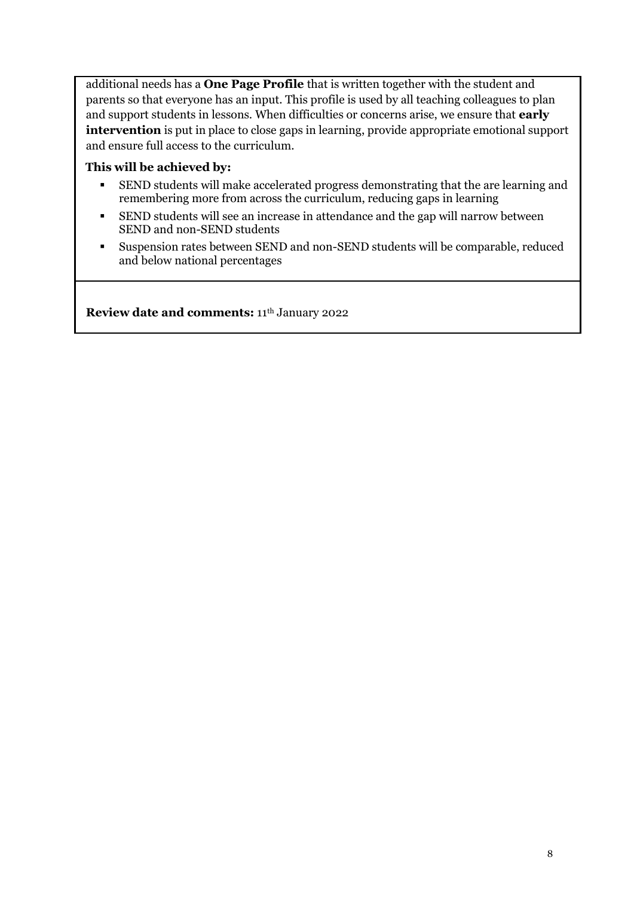additional needs has a **One Page Profile** that is written together with the student and parents so that everyone has an input. This profile is used by all teaching colleagues to plan and support students in lessons. When difficulties or concerns arise, we ensure that **early intervention** is put in place to close gaps in learning, provide appropriate emotional support and ensure full access to the curriculum.

**This will be achieved by:**

- SEND students will make accelerated progress demonstrating that the are learning and remembering more from across the curriculum, reducing gaps in learning
- SEND students will see an increase in attendance and the gap will narrow between SEND and non-SEND students
- Suspension rates between SEND and non-SEND students will be comparable, reduced and below national percentages

**Review date and comments:** 11th January 2022